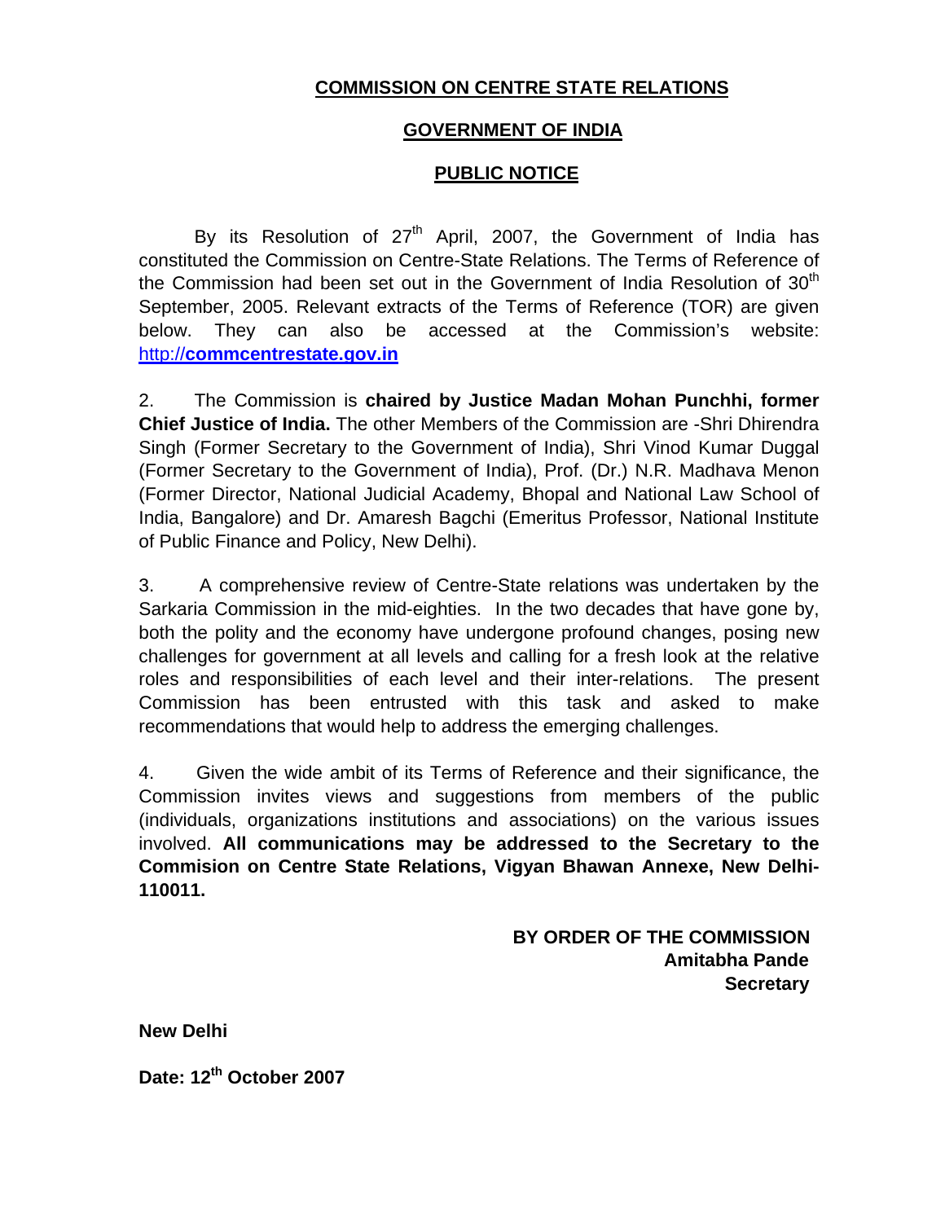# COMMISSION ON CENTRE STATE RELATIONS

## GOVERNMENT OF INDIA

## PUBLIC NOTICE

By its Resolution of 27th April, 2007, the Government of India has constituted the Commission on Centre-State Relations. The Terms of Reference of the Commission had been set out in the Government of India Resolution of 30th September, 2005. Relevant extracts of the Terms of Reference (TOR) are given below. They can also be accessed at the Commission's website: http://**commcentrestate.gov.in**

2. The Commission is **chaired by Justice Madan Mohan Punchhi, former Chief Justice of India.** The other Members of the Commission are -Shri Dhirendra Singh (Former Secretary to the Government of India), Shri Vinod Kumar Duggal (Former Secretary to the Government of India), Prof. (Dr.) N.R. Madhava Menon (Former Director, National Judicial Academy, Bhopal and National Law School of India, Bangalore) and Dr. Amaresh Bagchi (Emeritus Professor, National Institute of Public Finance and Policy, New Delhi).

3. A comprehensive review of Centre-State relations was undertaken by the Sarkaria Commission in the mid-eighties. In the two decades that have gone by, both the polity and the economy have undergone profound changes, posing new challenges for government at all levels and calling for a fresh look at the relative roles and responsibilities of each level and their inter-relations. The present Commission has been entrusted with this task and asked to make recommendations that would help to address the emerging challenges.

4. Given the wide ambit of its Terms of Reference and their significance, the Commission invites views and suggestions from members of the public (individuals, organizations institutions and associations) on the various issues involved. **All communications may be addressed to the Secretary to the Commision on Centre State Relations, Vigyan Bhawan Annexe, New Delhi-110011.**

**BY ORDER OF THE COMMISSION**
**Amitabha Pande**
**Secretary**

**New Delhi**

**Date: 12th October 2007**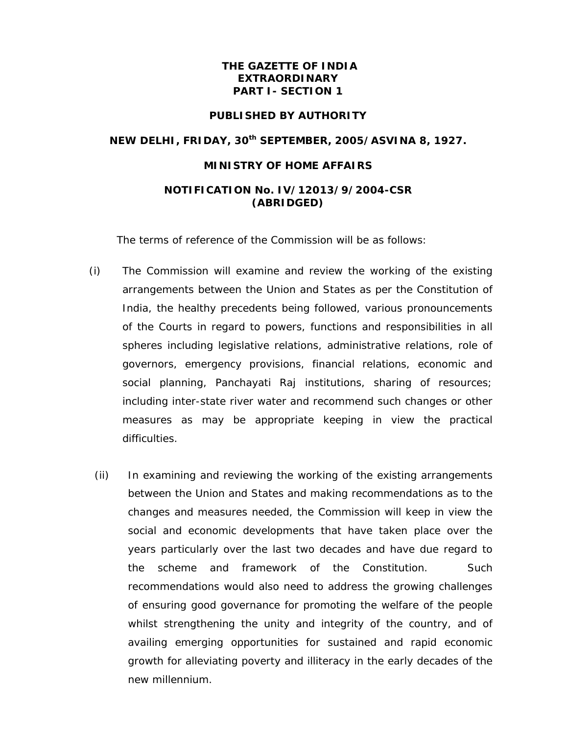**THE GAZETTE OF INDIA**
**EXTRAORDINARY**
**PART I- SECTION 1**

**PUBLISHED BY AUTHORITY**

**NEW DELHI, FRIDAY, 30th SEPTEMBER, 2005/ASVINA 8, 1927.**

**MINISTRY OF HOME AFFAIRS**

**NOTIFICATION No. IV/12013/9/2004-CSR**
**(ABRIDGED)**

The terms of reference of the Commission will be as follows:

(i) The Commission will examine and review the working of the existing arrangements between the Union and States as per the Constitution of India, the healthy precedents being followed, various pronouncements of the Courts in regard to powers, functions and responsibilities in all spheres including legislative relations, administrative relations, role of governors, emergency provisions, financial relations, economic and social planning, Panchayati Raj institutions, sharing of resources; including inter-state river water and recommend such changes or other measures as may be appropriate keeping in view the practical difficulties.

(ii) In examining and reviewing the working of the existing arrangements between the Union and States and making recommendations as to the changes and measures needed, the Commission will keep in view the social and economic developments that have taken place over the years particularly over the last two decades and have due regard to the scheme and framework of the Constitution. Such recommendations would also need to address the growing challenges of ensuring good governance for promoting the welfare of the people whilst strengthening the unity and integrity of the country, and of availing emerging opportunities for sustained and rapid economic growth for alleviating poverty and illiteracy in the early decades of the new millennium.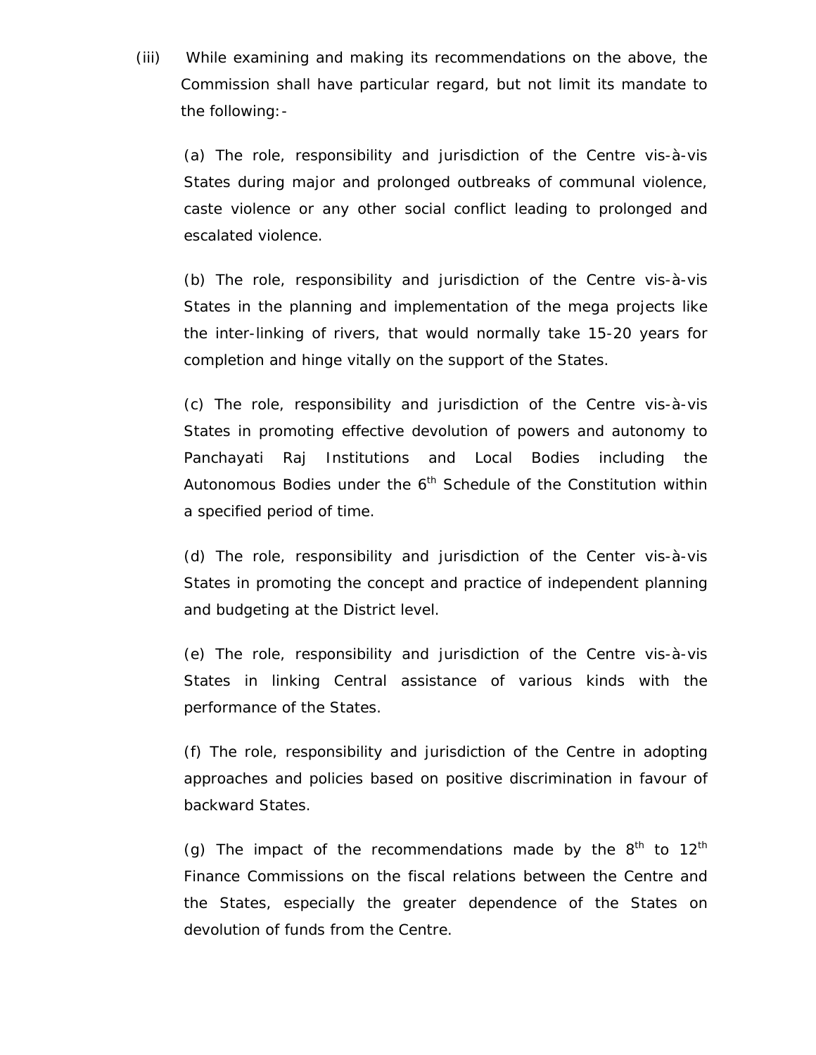(iii) While examining and making its recommendations on the above, the Commission shall have particular regard, but not limit its mandate to the following:-

(a) The role, responsibility and jurisdiction of the Centre vis-à-vis States during major and prolonged outbreaks of communal violence, caste violence or any other social conflict leading to prolonged and escalated violence.

(b) The role, responsibility and jurisdiction of the Centre vis-à-vis States in the planning and implementation of the mega projects like the inter-linking of rivers, that would normally take 15-20 years for completion and hinge vitally on the support of the States.

(c) The role, responsibility and jurisdiction of the Centre vis-à-vis States in promoting effective devolution of powers and autonomy to Panchayati Raj Institutions and Local Bodies including the Autonomous Bodies under the 6th Schedule of the Constitution within a specified period of time.

(d) The role, responsibility and jurisdiction of the Center vis-à-vis States in promoting the concept and practice of independent planning and budgeting at the District level.

(e) The role, responsibility and jurisdiction of the Centre vis-à-vis States in linking Central assistance of various kinds with the performance of the States.

(f) The role, responsibility and jurisdiction of the Centre in adopting approaches and policies based on positive discrimination in favour of backward States.

(g) The impact of the recommendations made by the 8th to 12th Finance Commissions on the fiscal relations between the Centre and the States, especially the greater dependence of the States on devolution of funds from the Centre.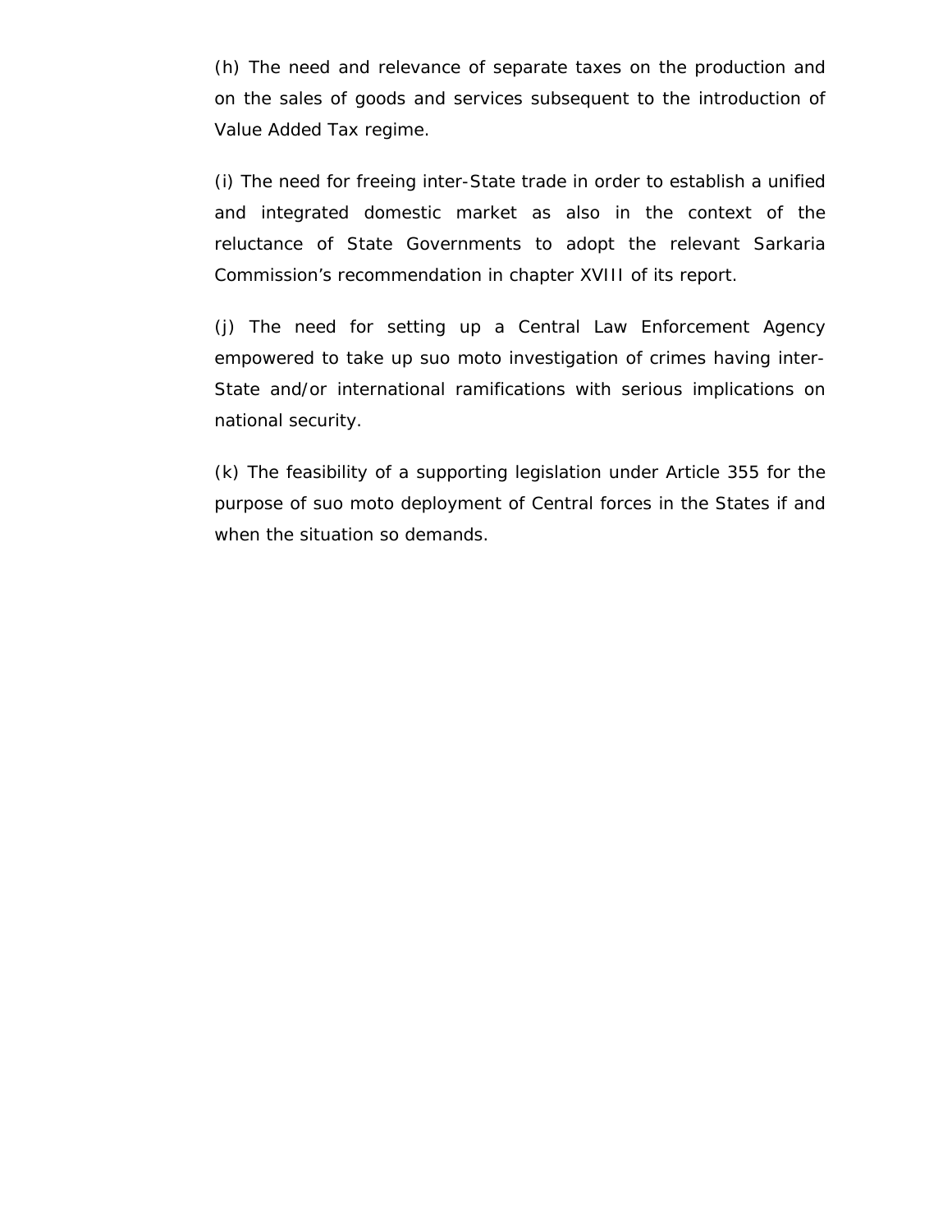(h) The need and relevance of separate taxes on the production and on the sales of goods and services subsequent to the introduction of Value Added Tax regime.

(i) The need for freeing inter-State trade in order to establish a unified and integrated domestic market as also in the context of the reluctance of State Governments to adopt the relevant Sarkaria Commission's recommendation in chapter XVIII of its report.

(j) The need for setting up a Central Law Enforcement Agency empowered to take up suo moto investigation of crimes having inter-State and/or international ramifications with serious implications on national security.

(k) The feasibility of a supporting legislation under Article 355 for the purpose of suo moto deployment of Central forces in the States if and when the situation so demands.